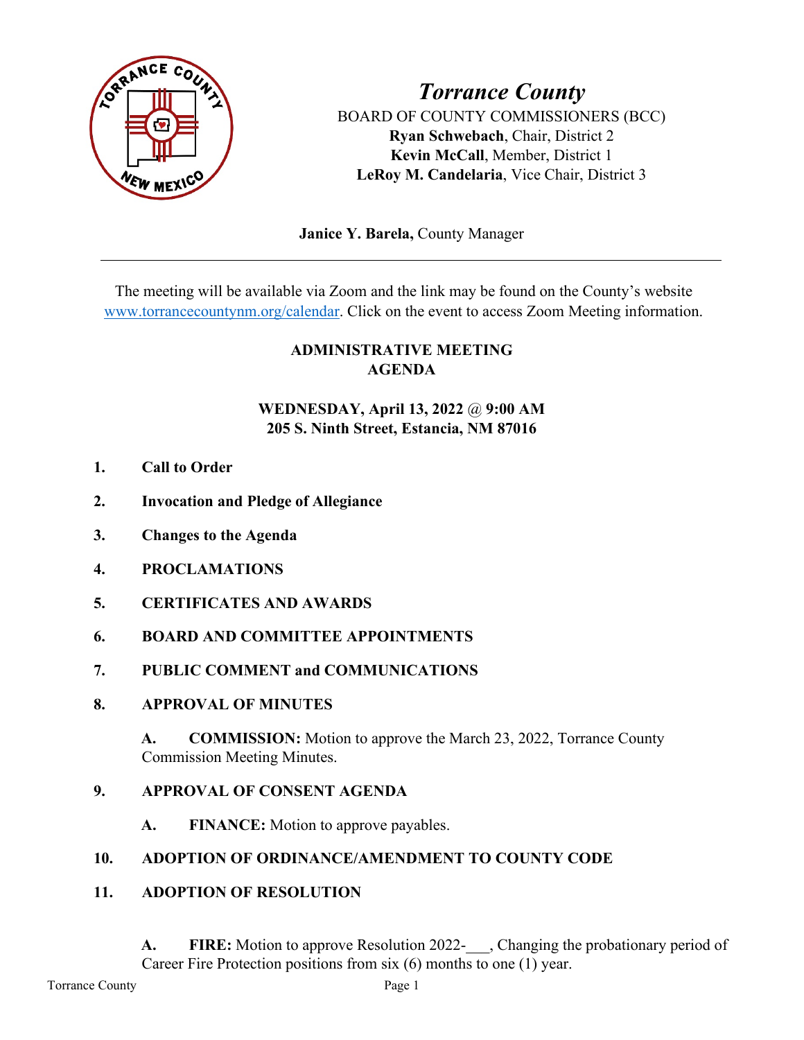# *Torrance County*

BOARD OF COUNTY COMMISSIONERS (BCC)
**Ryan Schwebach**, Chair, District 2
**Kevin McCall**, Member, District 1
**LeRoy M. Candelaria**, Vice Chair, District 3

**Janice Y. Barela,** County Manager

---

The meeting will be available via Zoom and the link may be found on the County's website www.torrancecountynm.org/calendar. Click on the event to access Zoom Meeting information.

## ADMINISTRATIVE MEETING AGENDA

**WEDNESDAY, April 13, 2022 @ 9:00 AM**
**205 S. Ninth Street, Estancia, NM 87016**

1. **Call to Order**

2. **Invocation and Pledge of Allegiance**

3. **Changes to the Agenda**

4. **PROCLAMATIONS**

5. **CERTIFICATES AND AWARDS**

6. **BOARD AND COMMITTEE APPOINTMENTS**

7. **PUBLIC COMMENT and COMMUNICATIONS**

8. **APPROVAL OF MINUTES**

   **A. COMMISSION:** Motion to approve the March 23, 2022, Torrance County Commission Meeting Minutes.

9. **APPROVAL OF CONSENT AGENDA**

   **A. FINANCE:** Motion to approve payables.

10. **ADOPTION OF ORDINANCE/AMENDMENT TO COUNTY CODE**

11. **ADOPTION OF RESOLUTION**

    **A. FIRE:** Motion to approve Resolution 2022-___, Changing the probationary period of Career Fire Protection positions from six (6) months to one (1) year.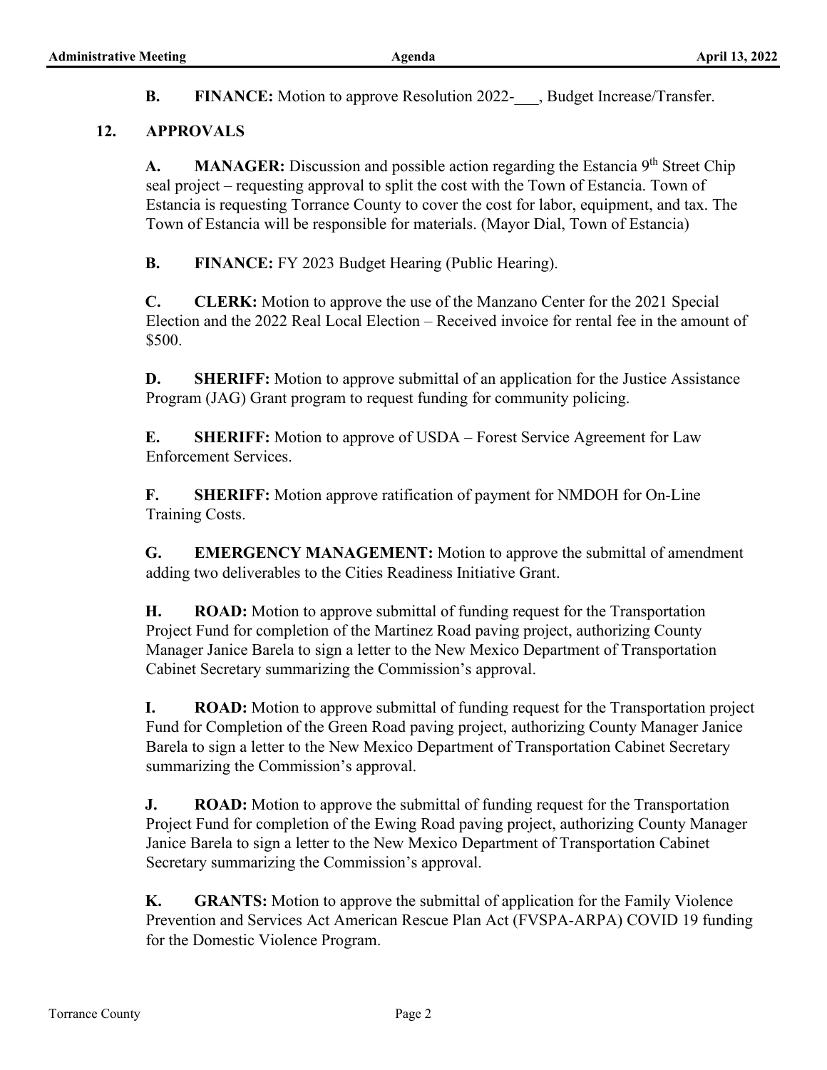**B. FINANCE:** Motion to approve Resolution 2022-___, Budget Increase/Transfer.

## 12. APPROVALS

**A. MANAGER:** Discussion and possible action regarding the Estancia 9th Street Chip seal project – requesting approval to split the cost with the Town of Estancia. Town of Estancia is requesting Torrance County to cover the cost for labor, equipment, and tax. The Town of Estancia will be responsible for materials. (Mayor Dial, Town of Estancia)

**B. FINANCE:** FY 2023 Budget Hearing (Public Hearing).

**C. CLERK:** Motion to approve the use of the Manzano Center for the 2021 Special Election and the 2022 Real Local Election – Received invoice for rental fee in the amount of $500.

**D. SHERIFF:** Motion to approve submittal of an application for the Justice Assistance Program (JAG) Grant program to request funding for community policing.

**E. SHERIFF:** Motion to approve of USDA – Forest Service Agreement for Law Enforcement Services.

**F. SHERIFF:** Motion approve ratification of payment for NMDOH for On-Line Training Costs.

**G. EMERGENCY MANAGEMENT:** Motion to approve the submittal of amendment adding two deliverables to the Cities Readiness Initiative Grant.

**H. ROAD:** Motion to approve submittal of funding request for the Transportation Project Fund for completion of the Martinez Road paving project, authorizing County Manager Janice Barela to sign a letter to the New Mexico Department of Transportation Cabinet Secretary summarizing the Commission's approval.

**I. ROAD:** Motion to approve submittal of funding request for the Transportation project Fund for Completion of the Green Road paving project, authorizing County Manager Janice Barela to sign a letter to the New Mexico Department of Transportation Cabinet Secretary summarizing the Commission's approval.

**J. ROAD:** Motion to approve the submittal of funding request for the Transportation Project Fund for completion of the Ewing Road paving project, authorizing County Manager Janice Barela to sign a letter to the New Mexico Department of Transportation Cabinet Secretary summarizing the Commission's approval.

**K. GRANTS:** Motion to approve the submittal of application for the Family Violence Prevention and Services Act American Rescue Plan Act (FVSPA-ARPA) COVID 19 funding for the Domestic Violence Program.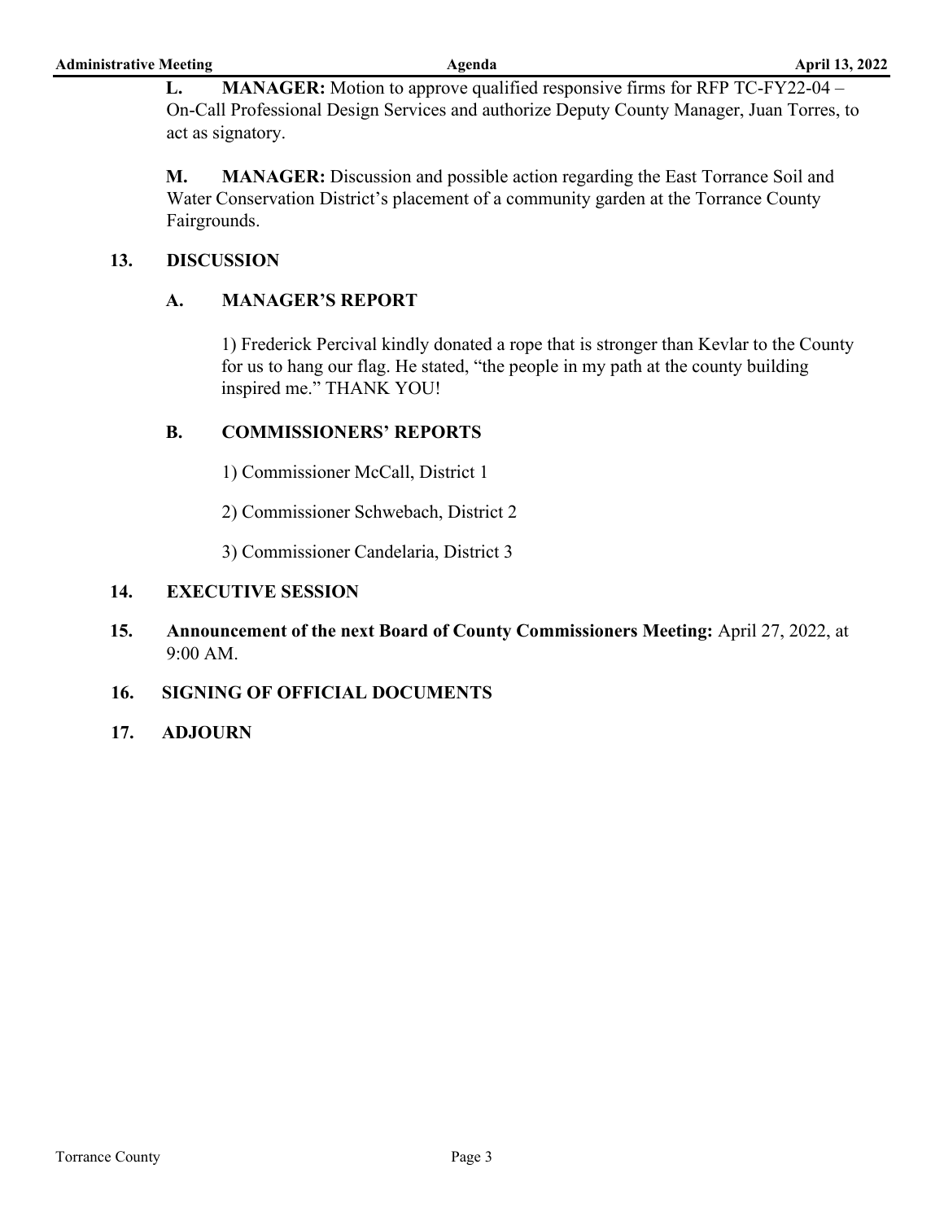**L. MANAGER:** Motion to approve qualified responsive firms for RFP TC-FY22-04 – On-Call Professional Design Services and authorize Deputy County Manager, Juan Torres, to act as signatory.

**M. MANAGER:** Discussion and possible action regarding the East Torrance Soil and Water Conservation District's placement of a community garden at the Torrance County Fairgrounds.

## 13. DISCUSSION

### A. MANAGER'S REPORT

1) Frederick Percival kindly donated a rope that is stronger than Kevlar to the County for us to hang our flag. He stated, "the people in my path at the county building inspired me." THANK YOU!

### B. COMMISSIONERS' REPORTS

1) Commissioner McCall, District 1

2) Commissioner Schwebach, District 2

3) Commissioner Candelaria, District 3

## 14. EXECUTIVE SESSION

## 15. Announcement of the next Board of County Commissioners Meeting: April 27, 2022, at 9:00 AM.

## 16. SIGNING OF OFFICIAL DOCUMENTS

## 17. ADJOURN